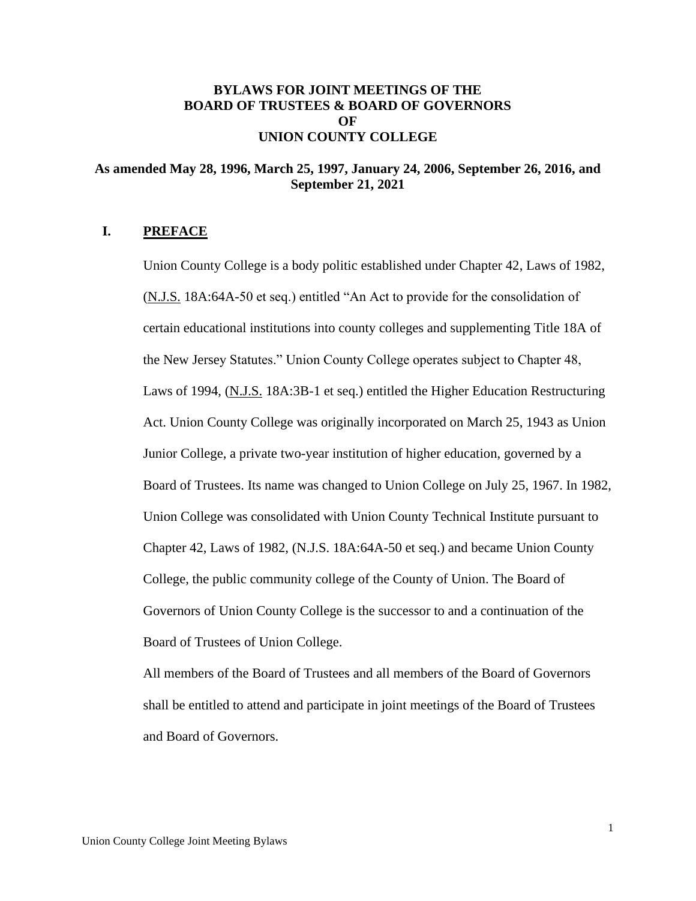# BYLAWS FOR JOINT MEETINGS OF THE BOARD OF TRUSTEES & BOARD OF GOVERNORS OF UNION COUNTY COLLEGE

**As amended May 28, 1996, March 25, 1997, January 24, 2006, September 26, 2016, and September 21, 2021**

## I. PREFACE

Union County College is a body politic established under Chapter 42, Laws of 1982, (N.J.S. 18A:64A-50 et seq.) entitled "An Act to provide for the consolidation of certain educational institutions into county colleges and supplementing Title 18A of the New Jersey Statutes." Union County College operates subject to Chapter 48, Laws of 1994, (N.J.S. 18A:3B-1 et seq.) entitled the Higher Education Restructuring Act. Union County College was originally incorporated on March 25, 1943 as Union Junior College, a private two-year institution of higher education, governed by a Board of Trustees. Its name was changed to Union College on July 25, 1967. In 1982, Union College was consolidated with Union County Technical Institute pursuant to Chapter 42, Laws of 1982, (N.J.S. 18A:64A-50 et seq.) and became Union County College, the public community college of the County of Union. The Board of Governors of Union County College is the successor to and a continuation of the Board of Trustees of Union College.

All members of the Board of Trustees and all members of the Board of Governors shall be entitled to attend and participate in joint meetings of the Board of Trustees and Board of Governors.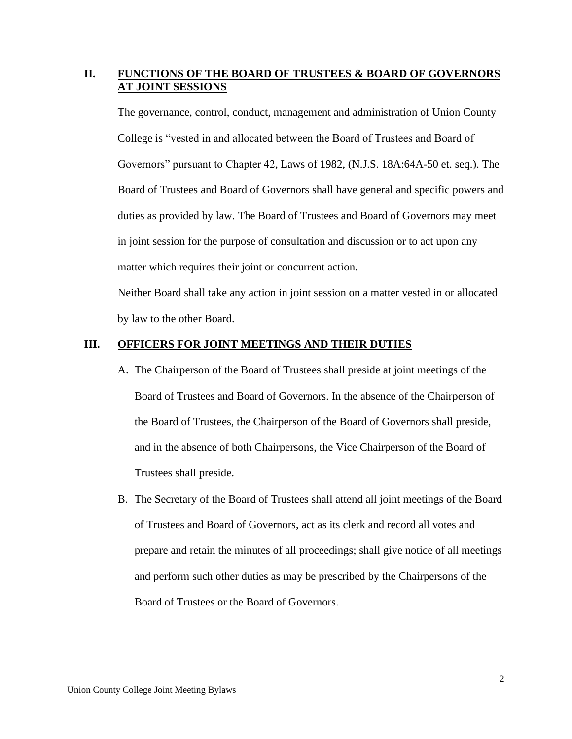## II. FUNCTIONS OF THE BOARD OF TRUSTEES & BOARD OF GOVERNORS AT JOINT SESSIONS

The governance, control, conduct, management and administration of Union County College is "vested in and allocated between the Board of Trustees and Board of Governors" pursuant to Chapter 42, Laws of 1982, (N.J.S. 18A:64A-50 et. seq.). The Board of Trustees and Board of Governors shall have general and specific powers and duties as provided by law. The Board of Trustees and Board of Governors may meet in joint session for the purpose of consultation and discussion or to act upon any matter which requires their joint or concurrent action.

Neither Board shall take any action in joint session on a matter vested in or allocated by law to the other Board.

## III. OFFICERS FOR JOINT MEETINGS AND THEIR DUTIES

A. The Chairperson of the Board of Trustees shall preside at joint meetings of the Board of Trustees and Board of Governors. In the absence of the Chairperson of the Board of Trustees, the Chairperson of the Board of Governors shall preside, and in the absence of both Chairpersons, the Vice Chairperson of the Board of Trustees shall preside.

B. The Secretary of the Board of Trustees shall attend all joint meetings of the Board of Trustees and Board of Governors, act as its clerk and record all votes and prepare and retain the minutes of all proceedings; shall give notice of all meetings and perform such other duties as may be prescribed by the Chairpersons of the Board of Trustees or the Board of Governors.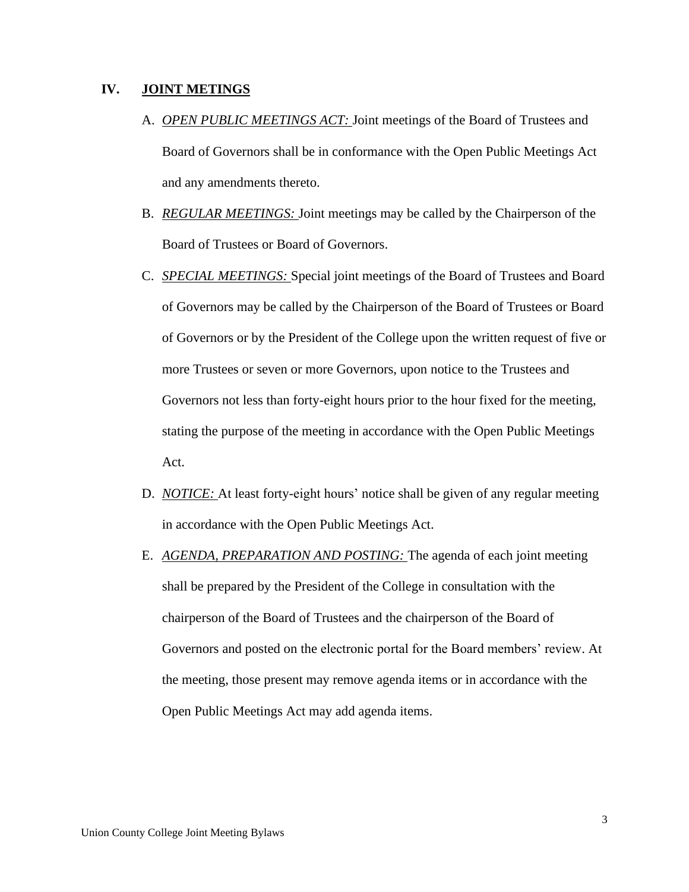## IV. JOINT METINGS

A. ***OPEN PUBLIC MEETINGS ACT:*** Joint meetings of the Board of Trustees and Board of Governors shall be in conformance with the Open Public Meetings Act and any amendments thereto.

B. ***REGULAR MEETINGS:*** Joint meetings may be called by the Chairperson of the Board of Trustees or Board of Governors.

C. ***SPECIAL MEETINGS:*** Special joint meetings of the Board of Trustees and Board of Governors may be called by the Chairperson of the Board of Trustees or Board of Governors or by the President of the College upon the written request of five or more Trustees or seven or more Governors, upon notice to the Trustees and Governors not less than forty-eight hours prior to the hour fixed for the meeting, stating the purpose of the meeting in accordance with the Open Public Meetings Act.

D. ***NOTICE:*** At least forty-eight hours' notice shall be given of any regular meeting in accordance with the Open Public Meetings Act.

E. ***AGENDA, PREPARATION AND POSTING:*** The agenda of each joint meeting shall be prepared by the President of the College in consultation with the chairperson of the Board of Trustees and the chairperson of the Board of Governors and posted on the electronic portal for the Board members' review. At the meeting, those present may remove agenda items or in accordance with the Open Public Meetings Act may add agenda items.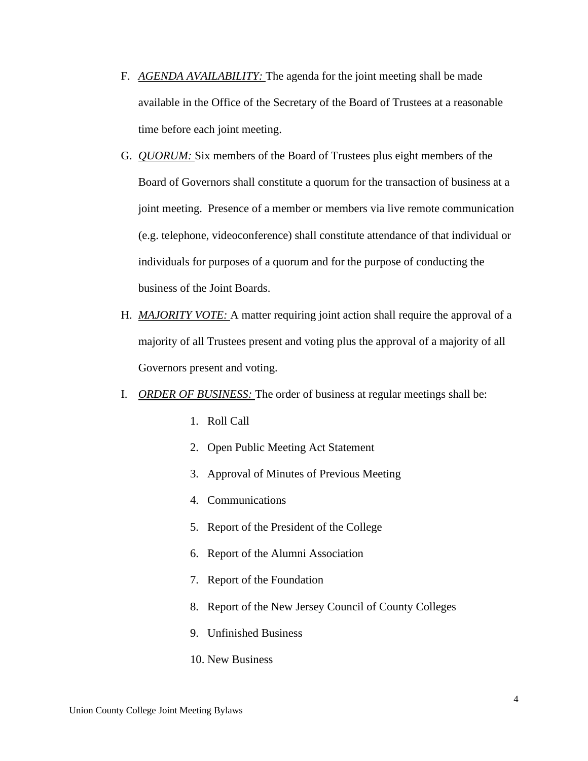F. *AGENDA AVAILABILITY:* The agenda for the joint meeting shall be made available in the Office of the Secretary of the Board of Trustees at a reasonable time before each joint meeting.

G. *QUORUM:* Six members of the Board of Trustees plus eight members of the Board of Governors shall constitute a quorum for the transaction of business at a joint meeting. Presence of a member or members via live remote communication (e.g. telephone, videoconference) shall constitute attendance of that individual or individuals for purposes of a quorum and for the purpose of conducting the business of the Joint Boards.

H. *MAJORITY VOTE:* A matter requiring joint action shall require the approval of a majority of all Trustees present and voting plus the approval of a majority of all Governors present and voting.

I. *ORDER OF BUSINESS:* The order of business at regular meetings shall be:

   1. Roll Call
   2. Open Public Meeting Act Statement
   3. Approval of Minutes of Previous Meeting
   4. Communications
   5. Report of the President of the College
   6. Report of the Alumni Association
   7. Report of the Foundation
   8. Report of the New Jersey Council of County Colleges
   9. Unfinished Business
   10. New Business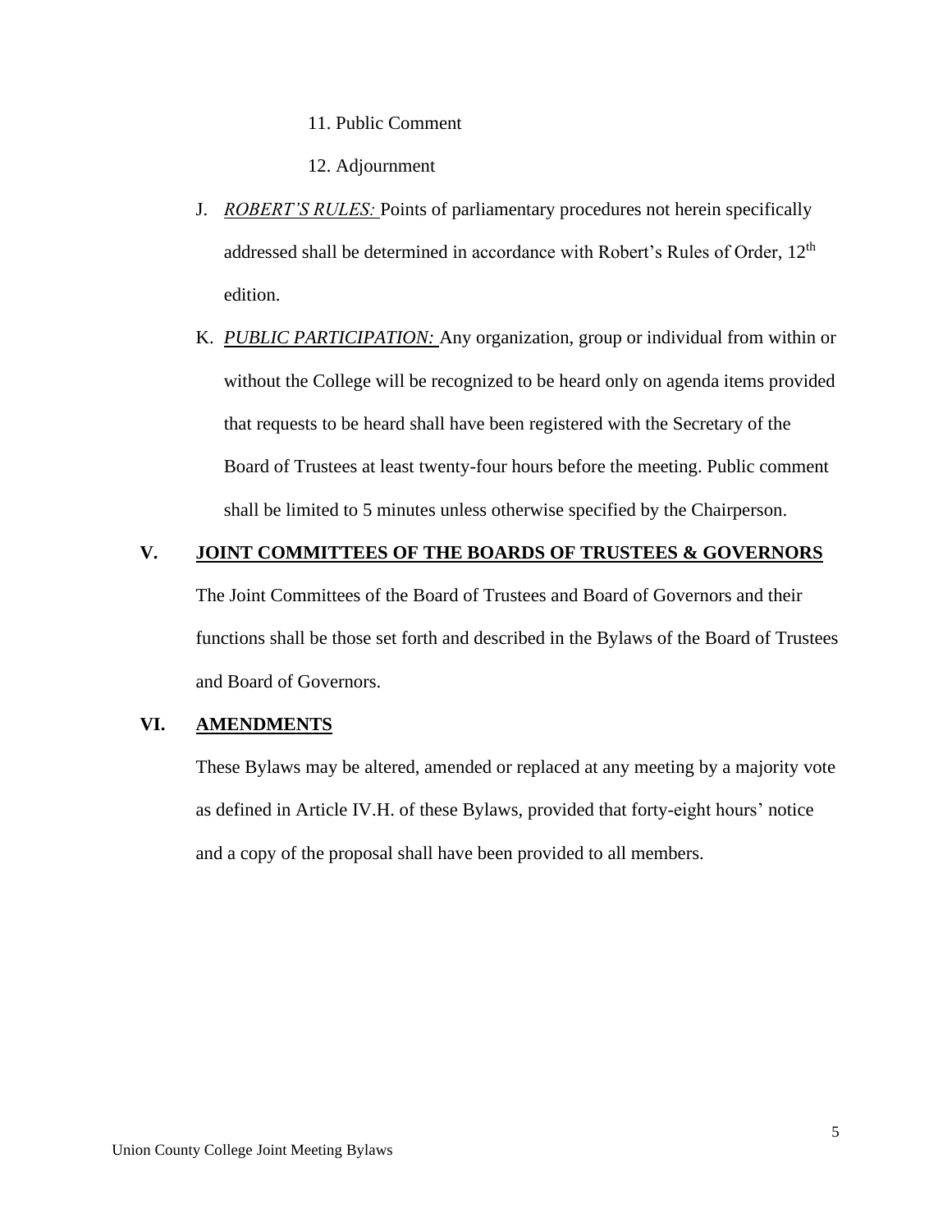11. Public Comment

12. Adjournment

J. *ROBERT'S RULES:* Points of parliamentary procedures not herein specifically addressed shall be determined in accordance with Robert's Rules of Order, 12th edition.

K. *PUBLIC PARTICIPATION:* Any organization, group or individual from within or without the College will be recognized to be heard only on agenda items provided that requests to be heard shall have been registered with the Secretary of the Board of Trustees at least twenty-four hours before the meeting. Public comment shall be limited to 5 minutes unless otherwise specified by the Chairperson.

## V. JOINT COMMITTEES OF THE BOARDS OF TRUSTEES & GOVERNORS

The Joint Committees of the Board of Trustees and Board of Governors and their functions shall be those set forth and described in the Bylaws of the Board of Trustees and Board of Governors.

## VI. AMENDMENTS

These Bylaws may be altered, amended or replaced at any meeting by a majority vote as defined in Article IV.H. of these Bylaws, provided that forty-eight hours' notice and a copy of the proposal shall have been provided to all members.